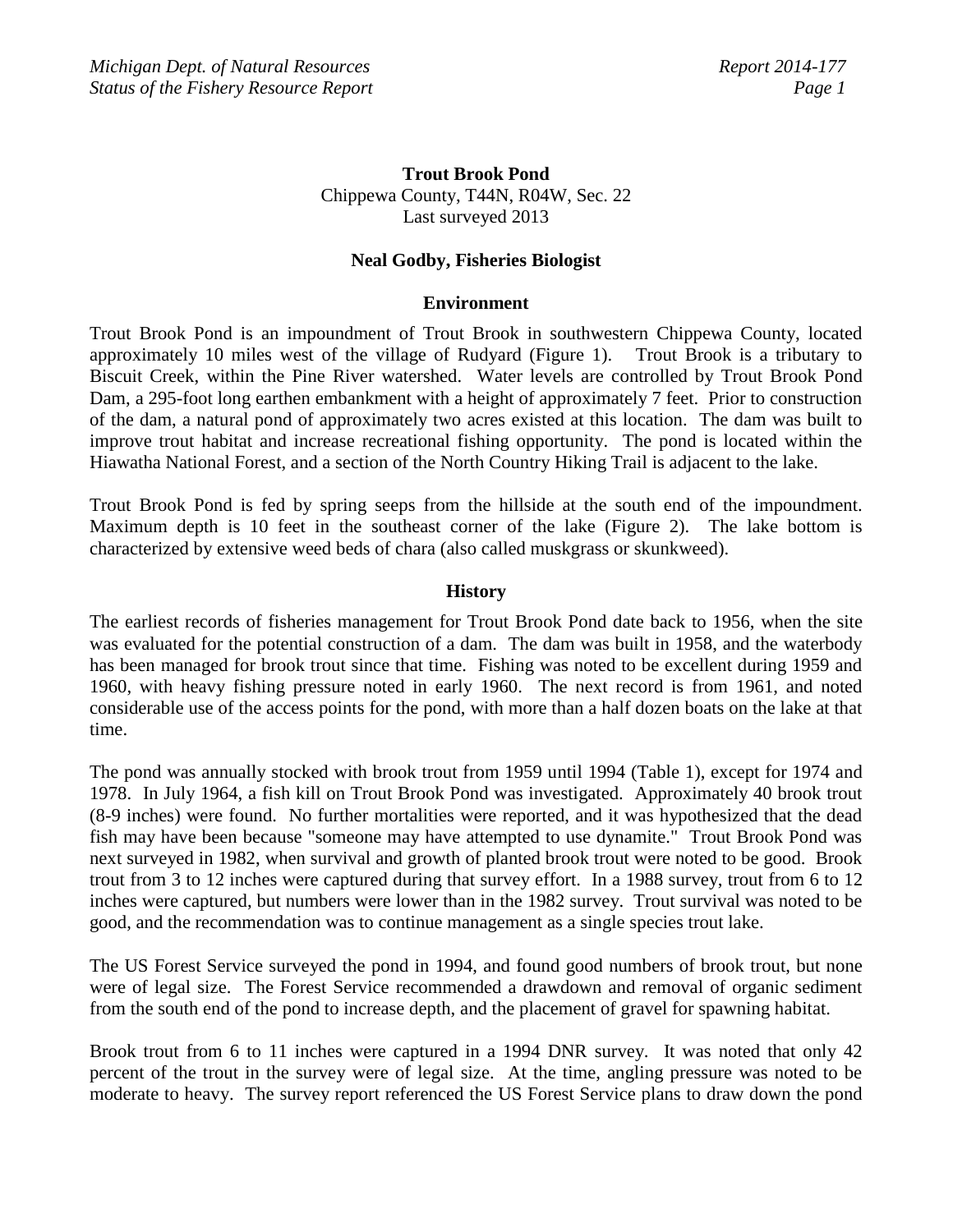# Trout Brook Pond

Chippewa County, T44N, R04W, Sec. 22
Last surveyed 2013

**Neal Godby, Fisheries Biologist**

## Environment

Trout Brook Pond is an impoundment of Trout Brook in southwestern Chippewa County, located approximately 10 miles west of the village of Rudyard (Figure 1). Trout Brook is a tributary to Biscuit Creek, within the Pine River watershed. Water levels are controlled by Trout Brook Pond Dam, a 295-foot long earthen embankment with a height of approximately 7 feet. Prior to construction of the dam, a natural pond of approximately two acres existed at this location. The dam was built to improve trout habitat and increase recreational fishing opportunity. The pond is located within the Hiawatha National Forest, and a section of the North Country Hiking Trail is adjacent to the lake.

Trout Brook Pond is fed by spring seeps from the hillside at the south end of the impoundment. Maximum depth is 10 feet in the southeast corner of the lake (Figure 2). The lake bottom is characterized by extensive weed beds of chara (also called muskgrass or skunkweed).

## History

The earliest records of fisheries management for Trout Brook Pond date back to 1956, when the site was evaluated for the potential construction of a dam. The dam was built in 1958, and the waterbody has been managed for brook trout since that time. Fishing was noted to be excellent during 1959 and 1960, with heavy fishing pressure noted in early 1960. The next record is from 1961, and noted considerable use of the access points for the pond, with more than a half dozen boats on the lake at that time.

The pond was annually stocked with brook trout from 1959 until 1994 (Table 1), except for 1974 and 1978. In July 1964, a fish kill on Trout Brook Pond was investigated. Approximately 40 brook trout (8-9 inches) were found. No further mortalities were reported, and it was hypothesized that the dead fish may have been because "someone may have attempted to use dynamite." Trout Brook Pond was next surveyed in 1982, when survival and growth of planted brook trout were noted to be good. Brook trout from 3 to 12 inches were captured during that survey effort. In a 1988 survey, trout from 6 to 12 inches were captured, but numbers were lower than in the 1982 survey. Trout survival was noted to be good, and the recommendation was to continue management as a single species trout lake.

The US Forest Service surveyed the pond in 1994, and found good numbers of brook trout, but none were of legal size. The Forest Service recommended a drawdown and removal of organic sediment from the south end of the pond to increase depth, and the placement of gravel for spawning habitat.

Brook trout from 6 to 11 inches were captured in a 1994 DNR survey. It was noted that only 42 percent of the trout in the survey were of legal size. At the time, angling pressure was noted to be moderate to heavy. The survey report referenced the US Forest Service plans to draw down the pond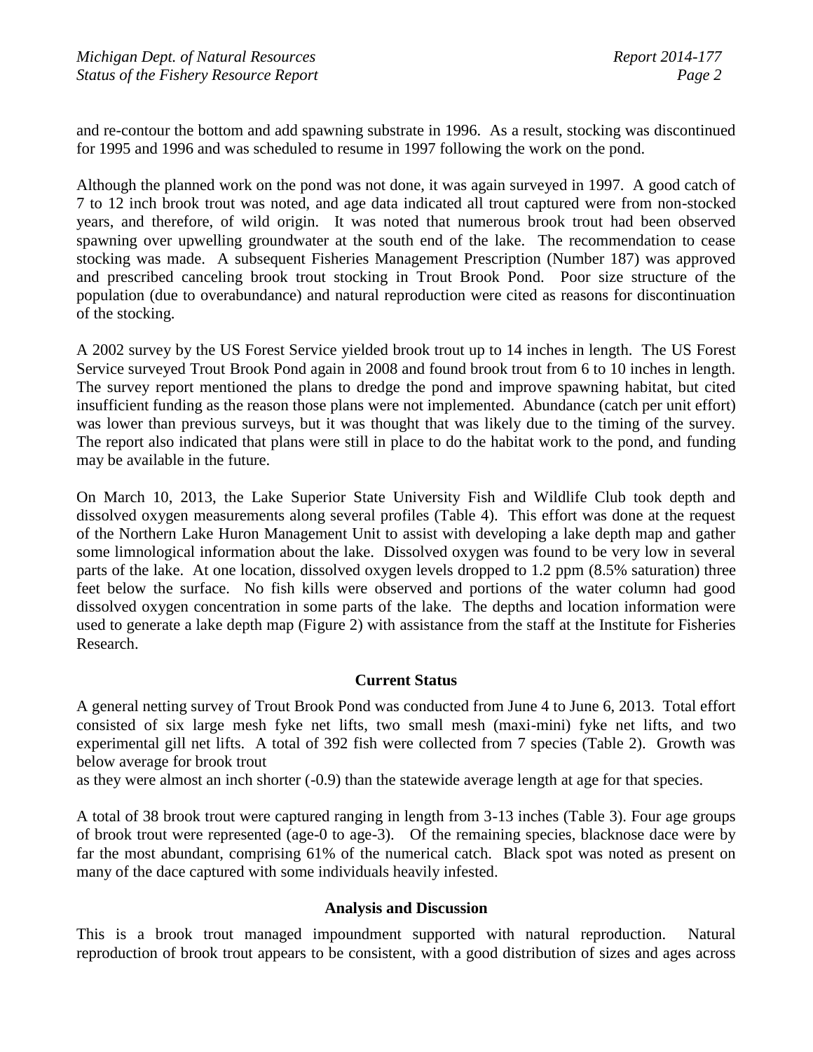and re-contour the bottom and add spawning substrate in 1996. As a result, stocking was discontinued for 1995 and 1996 and was scheduled to resume in 1997 following the work on the pond.

Although the planned work on the pond was not done, it was again surveyed in 1997. A good catch of 7 to 12 inch brook trout was noted, and age data indicated all trout captured were from non-stocked years, and therefore, of wild origin. It was noted that numerous brook trout had been observed spawning over upwelling groundwater at the south end of the lake. The recommendation to cease stocking was made. A subsequent Fisheries Management Prescription (Number 187) was approved and prescribed canceling brook trout stocking in Trout Brook Pond. Poor size structure of the population (due to overabundance) and natural reproduction were cited as reasons for discontinuation of the stocking.

A 2002 survey by the US Forest Service yielded brook trout up to 14 inches in length. The US Forest Service surveyed Trout Brook Pond again in 2008 and found brook trout from 6 to 10 inches in length. The survey report mentioned the plans to dredge the pond and improve spawning habitat, but cited insufficient funding as the reason those plans were not implemented. Abundance (catch per unit effort) was lower than previous surveys, but it was thought that was likely due to the timing of the survey. The report also indicated that plans were still in place to do the habitat work to the pond, and funding may be available in the future.

On March 10, 2013, the Lake Superior State University Fish and Wildlife Club took depth and dissolved oxygen measurements along several profiles (Table 4). This effort was done at the request of the Northern Lake Huron Management Unit to assist with developing a lake depth map and gather some limnological information about the lake. Dissolved oxygen was found to be very low in several parts of the lake. At one location, dissolved oxygen levels dropped to 1.2 ppm (8.5% saturation) three feet below the surface. No fish kills were observed and portions of the water column had good dissolved oxygen concentration in some parts of the lake. The depths and location information were used to generate a lake depth map (Figure 2) with assistance from the staff at the Institute for Fisheries Research.

## Current Status

A general netting survey of Trout Brook Pond was conducted from June 4 to June 6, 2013. Total effort consisted of six large mesh fyke net lifts, two small mesh (maxi-mini) fyke net lifts, and two experimental gill net lifts. A total of 392 fish were collected from 7 species (Table 2). Growth was below average for brook trout as they were almost an inch shorter (-0.9) than the statewide average length at age for that species.

A total of 38 brook trout were captured ranging in length from 3-13 inches (Table 3). Four age groups of brook trout were represented (age-0 to age-3). Of the remaining species, blacknose dace were by far the most abundant, comprising 61% of the numerical catch. Black spot was noted as present on many of the dace captured with some individuals heavily infested.

## Analysis and Discussion

This is a brook trout managed impoundment supported with natural reproduction. Natural reproduction of brook trout appears to be consistent, with a good distribution of sizes and ages across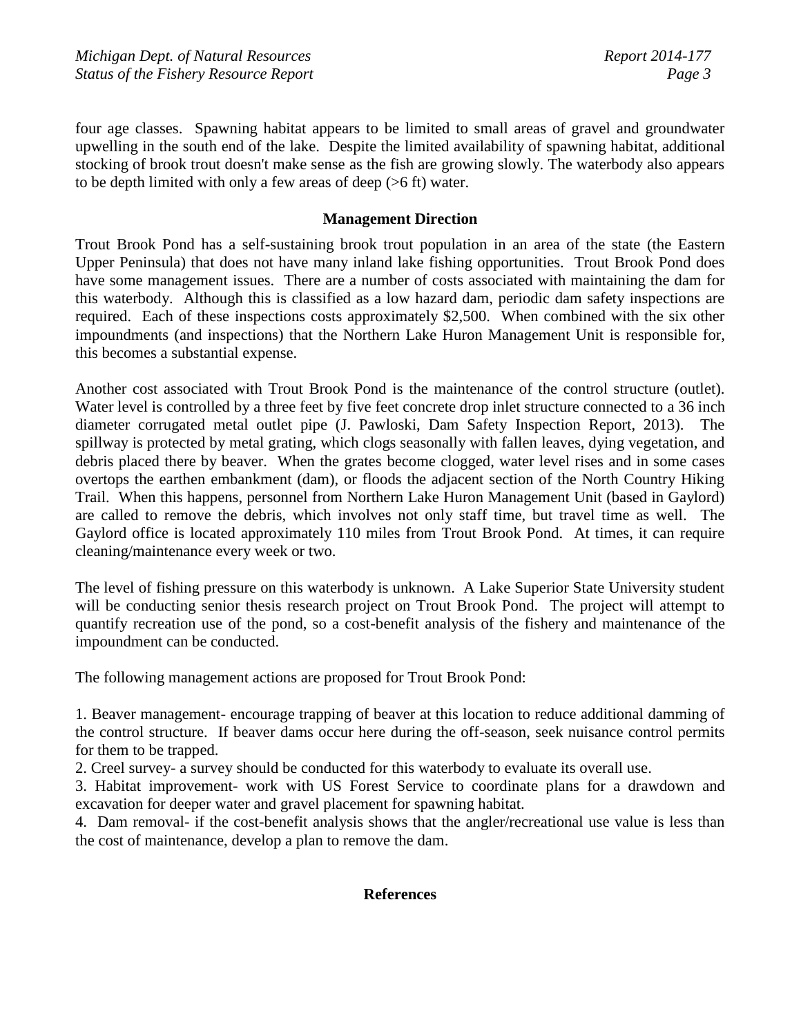four age classes. Spawning habitat appears to be limited to small areas of gravel and groundwater upwelling in the south end of the lake. Despite the limited availability of spawning habitat, additional stocking of brook trout doesn't make sense as the fish are growing slowly. The waterbody also appears to be depth limited with only a few areas of deep (>6 ft) water.

## Management Direction

Trout Brook Pond has a self-sustaining brook trout population in an area of the state (the Eastern Upper Peninsula) that does not have many inland lake fishing opportunities. Trout Brook Pond does have some management issues. There are a number of costs associated with maintaining the dam for this waterbody. Although this is classified as a low hazard dam, periodic dam safety inspections are required. Each of these inspections costs approximately $2,500. When combined with the six other impoundments (and inspections) that the Northern Lake Huron Management Unit is responsible for, this becomes a substantial expense.

Another cost associated with Trout Brook Pond is the maintenance of the control structure (outlet). Water level is controlled by a three feet by five feet concrete drop inlet structure connected to a 36 inch diameter corrugated metal outlet pipe (J. Pawloski, Dam Safety Inspection Report, 2013). The spillway is protected by metal grating, which clogs seasonally with fallen leaves, dying vegetation, and debris placed there by beaver. When the grates become clogged, water level rises and in some cases overtops the earthen embankment (dam), or floods the adjacent section of the North Country Hiking Trail. When this happens, personnel from Northern Lake Huron Management Unit (based in Gaylord) are called to remove the debris, which involves not only staff time, but travel time as well. The Gaylord office is located approximately 110 miles from Trout Brook Pond. At times, it can require cleaning/maintenance every week or two.

The level of fishing pressure on this waterbody is unknown. A Lake Superior State University student will be conducting senior thesis research project on Trout Brook Pond. The project will attempt to quantify recreation use of the pond, so a cost-benefit analysis of the fishery and maintenance of the impoundment can be conducted.

The following management actions are proposed for Trout Brook Pond:

1. Beaver management- encourage trapping of beaver at this location to reduce additional damming of the control structure. If beaver dams occur here during the off-season, seek nuisance control permits for them to be trapped.
2. Creel survey- a survey should be conducted for this waterbody to evaluate its overall use.
3. Habitat improvement- work with US Forest Service to coordinate plans for a drawdown and excavation for deeper water and gravel placement for spawning habitat.
4. Dam removal- if the cost-benefit analysis shows that the angler/recreational use value is less than the cost of maintenance, develop a plan to remove the dam.

## References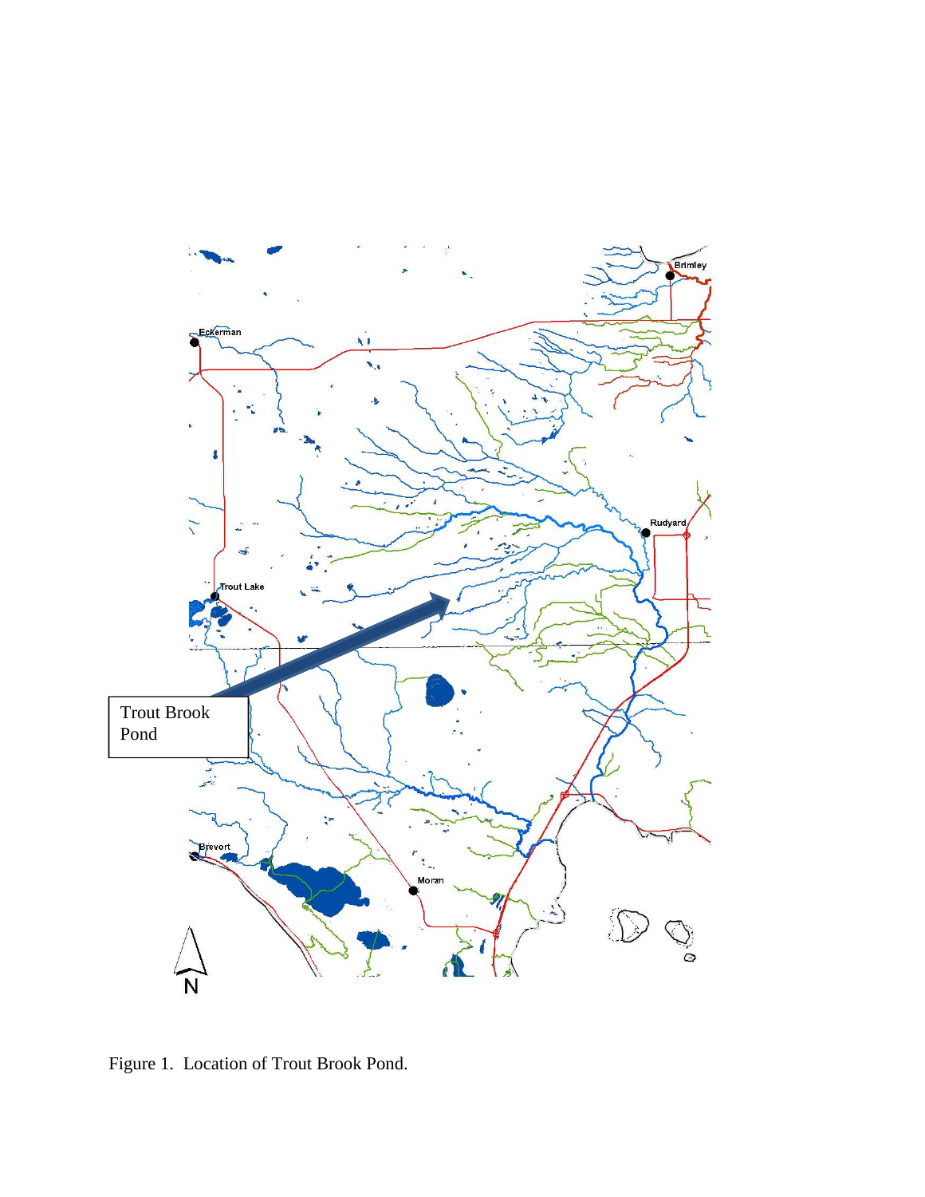Brimley

Eckerman

Rudyard

Trout Lake

Trout Brook Pond

Brevort

Moran

N

Figure 1. Location of Trout Brook Pond.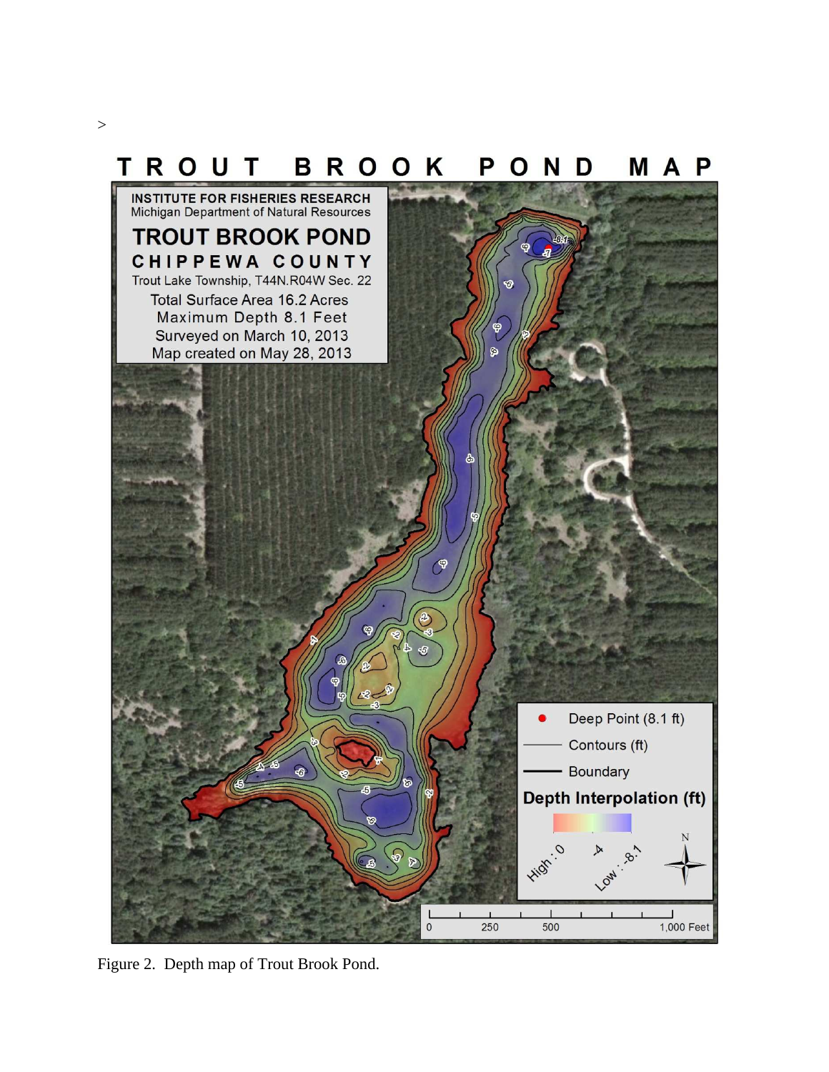>

TROUT BROOK POND MAP

INSTITUTE FOR FISHERIES RESEARCH
Michigan Department of Natural Resources
TROUT BROOK POND
CHIPPEWA COUNTY
Trout Lake Township, T44N.R04W Sec. 22
Total Surface Area 16.2 Acres
Maximum Depth 8.1 Feet
Surveyed on March 10, 2013
Map created on May 28, 2013

Deep Point (8.1 ft)
Contours (ft)
Boundary
Depth Interpolation (ft)
High : 0
-4
Low : -8.1
N

0
250
500
1,000 Feet

Figure 2. Depth map of Trout Brook Pond.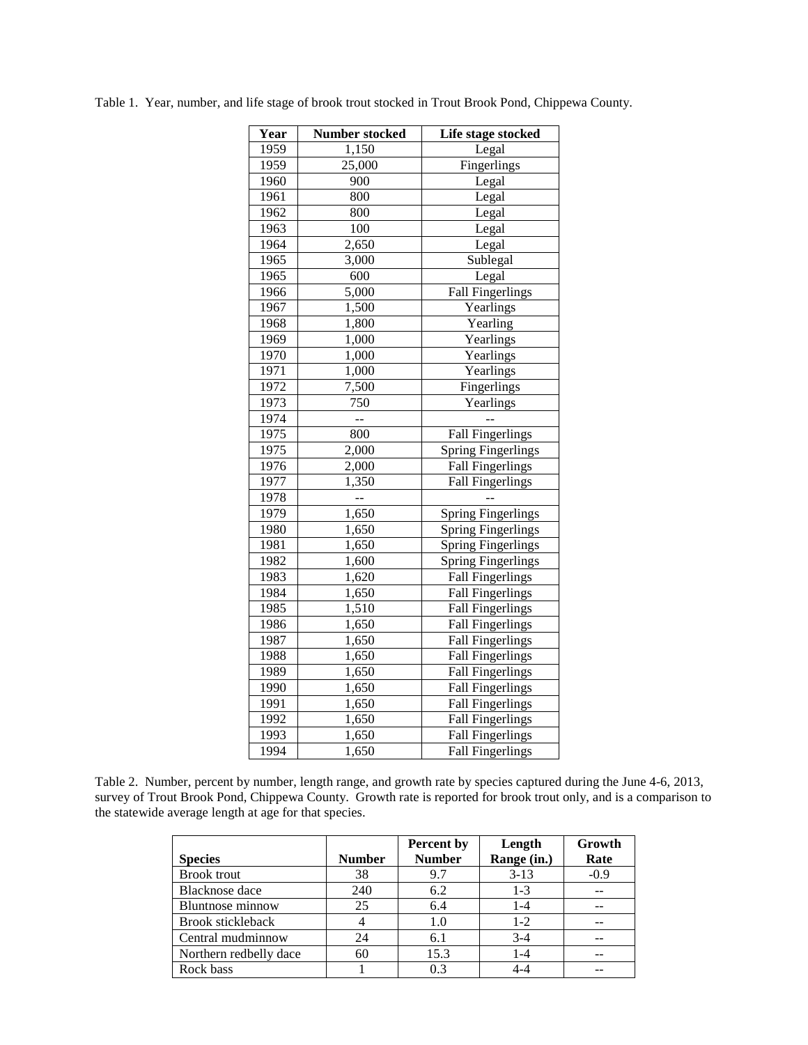Table 1. Year, number, and life stage of brook trout stocked in Trout Brook Pond, Chippewa County.

| Year | Number stocked | Life stage stocked |
|---|---|---|
| 1959 | 1,150 | Legal |
| 1959 | 25,000 | Fingerlings |
| 1960 | 900 | Legal |
| 1961 | 800 | Legal |
| 1962 | 800 | Legal |
| 1963 | 100 | Legal |
| 1964 | 2,650 | Legal |
| 1965 | 3,000 | Sublegal |
| 1965 | 600 | Legal |
| 1966 | 5,000 | Fall Fingerlings |
| 1967 | 1,500 | Yearlings |
| 1968 | 1,800 | Yearling |
| 1969 | 1,000 | Yearlings |
| 1970 | 1,000 | Yearlings |
| 1971 | 1,000 | Yearlings |
| 1972 | 7,500 | Fingerlings |
| 1973 | 750 | Yearlings |
| 1974 | -- | -- |
| 1975 | 800 | Fall Fingerlings |
| 1975 | 2,000 | Spring Fingerlings |
| 1976 | 2,000 | Fall Fingerlings |
| 1977 | 1,350 | Fall Fingerlings |
| 1978 | -- | -- |
| 1979 | 1,650 | Spring Fingerlings |
| 1980 | 1,650 | Spring Fingerlings |
| 1981 | 1,650 | Spring Fingerlings |
| 1982 | 1,600 | Spring Fingerlings |
| 1983 | 1,620 | Fall Fingerlings |
| 1984 | 1,650 | Fall Fingerlings |
| 1985 | 1,510 | Fall Fingerlings |
| 1986 | 1,650 | Fall Fingerlings |
| 1987 | 1,650 | Fall Fingerlings |
| 1988 | 1,650 | Fall Fingerlings |
| 1989 | 1,650 | Fall Fingerlings |
| 1990 | 1,650 | Fall Fingerlings |
| 1991 | 1,650 | Fall Fingerlings |
| 1992 | 1,650 | Fall Fingerlings |
| 1993 | 1,650 | Fall Fingerlings |
| 1994 | 1,650 | Fall Fingerlings |

Table 2. Number, percent by number, length range, and growth rate by species captured during the June 4-6, 2013, survey of Trout Brook Pond, Chippewa County. Growth rate is reported for brook trout only, and is a comparison to the statewide average length at age for that species.

| Species | Number | Percent by Number | Length Range (in.) | Growth Rate |
|---|---|---|---|---|
| Brook trout | 38 | 9.7 | 3-13 | -0.9 |
| Blacknose dace | 240 | 6.2 | 1-3 | -- |
| Bluntnose minnow | 25 | 6.4 | 1-4 | -- |
| Brook stickleback | 4 | 1.0 | 1-2 | -- |
| Central mudminnow | 24 | 6.1 | 3-4 | -- |
| Northern redbelly dace | 60 | 15.3 | 1-4 | -- |
| Rock bass | 1 | 0.3 | 4-4 | -- |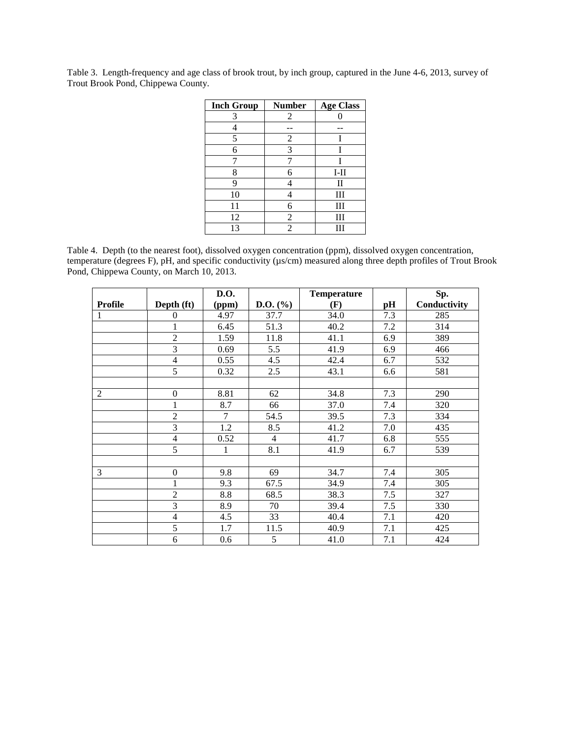Table 3. Length-frequency and age class of brook trout, by inch group, captured in the June 4-6, 2013, survey of Trout Brook Pond, Chippewa County.

| Inch Group | Number | Age Class |
|---|---|---|
| 3 | 2 | 0 |
| 4 | -- | -- |
| 5 | 2 | I |
| 6 | 3 | I |
| 7 | 7 | I |
| 8 | 6 | I-II |
| 9 | 4 | II |
| 10 | 4 | III |
| 11 | 6 | III |
| 12 | 2 | III |
| 13 | 2 | III |

Table 4. Depth (to the nearest foot), dissolved oxygen concentration (ppm), dissolved oxygen concentration, temperature (degrees F), pH, and specific conductivity (µs/cm) measured along three depth profiles of Trout Brook Pond, Chippewa County, on March 10, 2013.

| Profile | Depth (ft) | D.O. (ppm) | D.O. (%) | Temperature (F) | pH | Sp. Conductivity |
|---|---|---|---|---|---|---|
| 1 | 0 | 4.97 | 37.7 | 34.0 | 7.3 | 285 |
| | 1 | 6.45 | 51.3 | 40.2 | 7.2 | 314 |
| | 2 | 1.59 | 11.8 | 41.1 | 6.9 | 389 |
| | 3 | 0.69 | 5.5 | 41.9 | 6.9 | 466 |
| | 4 | 0.55 | 4.5 | 42.4 | 6.7 | 532 |
| | 5 | 0.32 | 2.5 | 43.1 | 6.6 | 581 |
| | | | | | | |
| 2 | 0 | 8.81 | 62 | 34.8 | 7.3 | 290 |
| | 1 | 8.7 | 66 | 37.0 | 7.4 | 320 |
| | 2 | 7 | 54.5 | 39.5 | 7.3 | 334 |
| | 3 | 1.2 | 8.5 | 41.2 | 7.0 | 435 |
| | 4 | 0.52 | 4 | 41.7 | 6.8 | 555 |
| | 5 | 1 | 8.1 | 41.9 | 6.7 | 539 |
| | | | | | | |
| 3 | 0 | 9.8 | 69 | 34.7 | 7.4 | 305 |
| | 1 | 9.3 | 67.5 | 34.9 | 7.4 | 305 |
| | 2 | 8.8 | 68.5 | 38.3 | 7.5 | 327 |
| | 3 | 8.9 | 70 | 39.4 | 7.5 | 330 |
| | 4 | 4.5 | 33 | 40.4 | 7.1 | 420 |
| | 5 | 1.7 | 11.5 | 40.9 | 7.1 | 425 |
| | 6 | 0.6 | 5 | 41.0 | 7.1 | 424 |